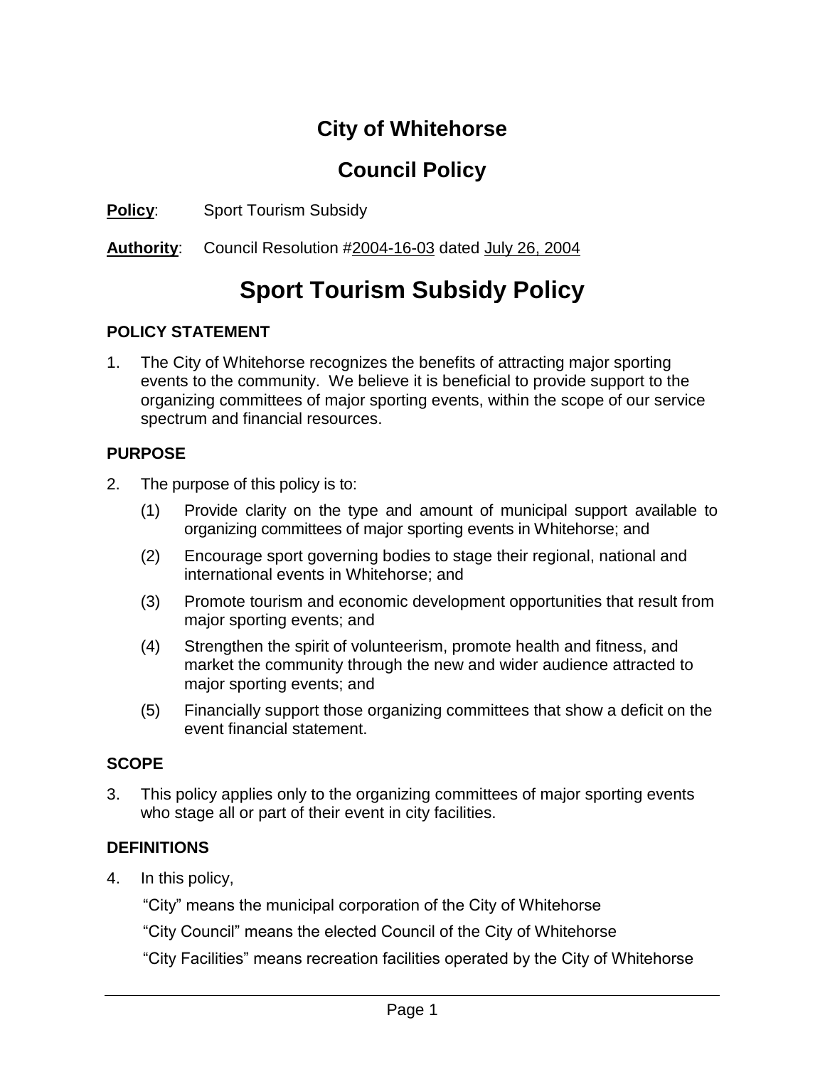# City of Whitehorse

# Council Policy

**Policy**: Sport Tourism Subsidy

**Authority**: Council Resolution #2004-16-03 dated July 26, 2004

# Sport Tourism Subsidy Policy

### POLICY STATEMENT

1. The City of Whitehorse recognizes the benefits of attracting major sporting events to the community. We believe it is beneficial to provide support to the organizing committees of major sporting events, within the scope of our service spectrum and financial resources.

### PURPOSE

2. The purpose of this policy is to:

   (1) Provide clarity on the type and amount of municipal support available to organizing committees of major sporting events in Whitehorse; and

   (2) Encourage sport governing bodies to stage their regional, national and international events in Whitehorse; and

   (3) Promote tourism and economic development opportunities that result from major sporting events; and

   (4) Strengthen the spirit of volunteerism, promote health and fitness, and market the community through the new and wider audience attracted to major sporting events; and

   (5) Financially support those organizing committees that show a deficit on the event financial statement.

### SCOPE

3. This policy applies only to the organizing committees of major sporting events who stage all or part of their event in city facilities.

### DEFINITIONS

4. In this policy,

   "City" means the municipal corporation of the City of Whitehorse

   "City Council" means the elected Council of the City of Whitehorse

   "City Facilities" means recreation facilities operated by the City of Whitehorse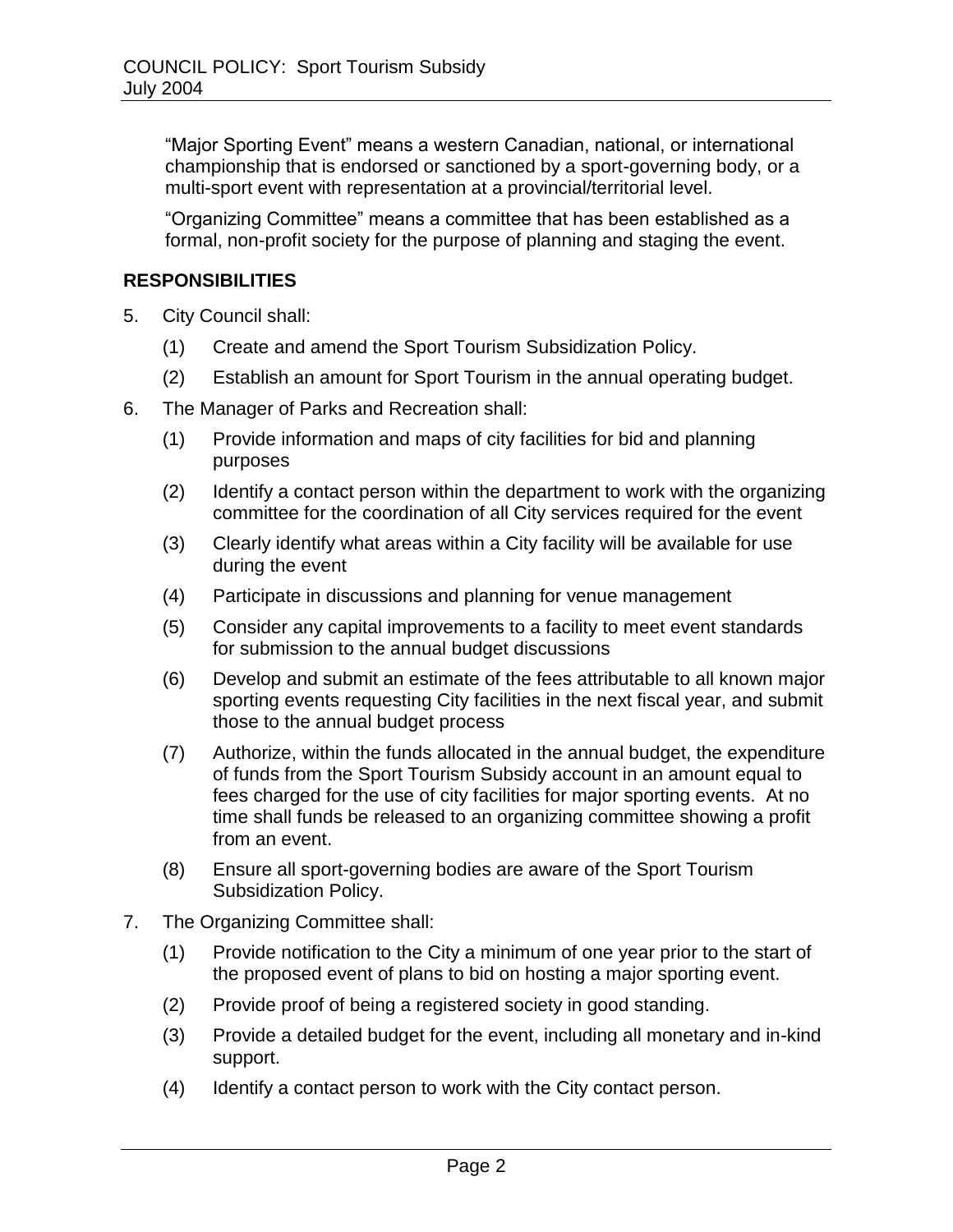"Major Sporting Event" means a western Canadian, national, or international championship that is endorsed or sanctioned by a sport-governing body, or a multi-sport event with representation at a provincial/territorial level.

"Organizing Committee" means a committee that has been established as a formal, non-profit society for the purpose of planning and staging the event.

## RESPONSIBILITIES

5. City Council shall:
   - (1) Create and amend the Sport Tourism Subsidization Policy.
   - (2) Establish an amount for Sport Tourism in the annual operating budget.
6. The Manager of Parks and Recreation shall:
   - (1) Provide information and maps of city facilities for bid and planning purposes
   - (2) Identify a contact person within the department to work with the organizing committee for the coordination of all City services required for the event
   - (3) Clearly identify what areas within a City facility will be available for use during the event
   - (4) Participate in discussions and planning for venue management
   - (5) Consider any capital improvements to a facility to meet event standards for submission to the annual budget discussions
   - (6) Develop and submit an estimate of the fees attributable to all known major sporting events requesting City facilities in the next fiscal year, and submit those to the annual budget process
   - (7) Authorize, within the funds allocated in the annual budget, the expenditure of funds from the Sport Tourism Subsidy account in an amount equal to fees charged for the use of city facilities for major sporting events. At no time shall funds be released to an organizing committee showing a profit from an event.
   - (8) Ensure all sport-governing bodies are aware of the Sport Tourism Subsidization Policy.
7. The Organizing Committee shall:
   - (1) Provide notification to the City a minimum of one year prior to the start of the proposed event of plans to bid on hosting a major sporting event.
   - (2) Provide proof of being a registered society in good standing.
   - (3) Provide a detailed budget for the event, including all monetary and in-kind support.
   - (4) Identify a contact person to work with the City contact person.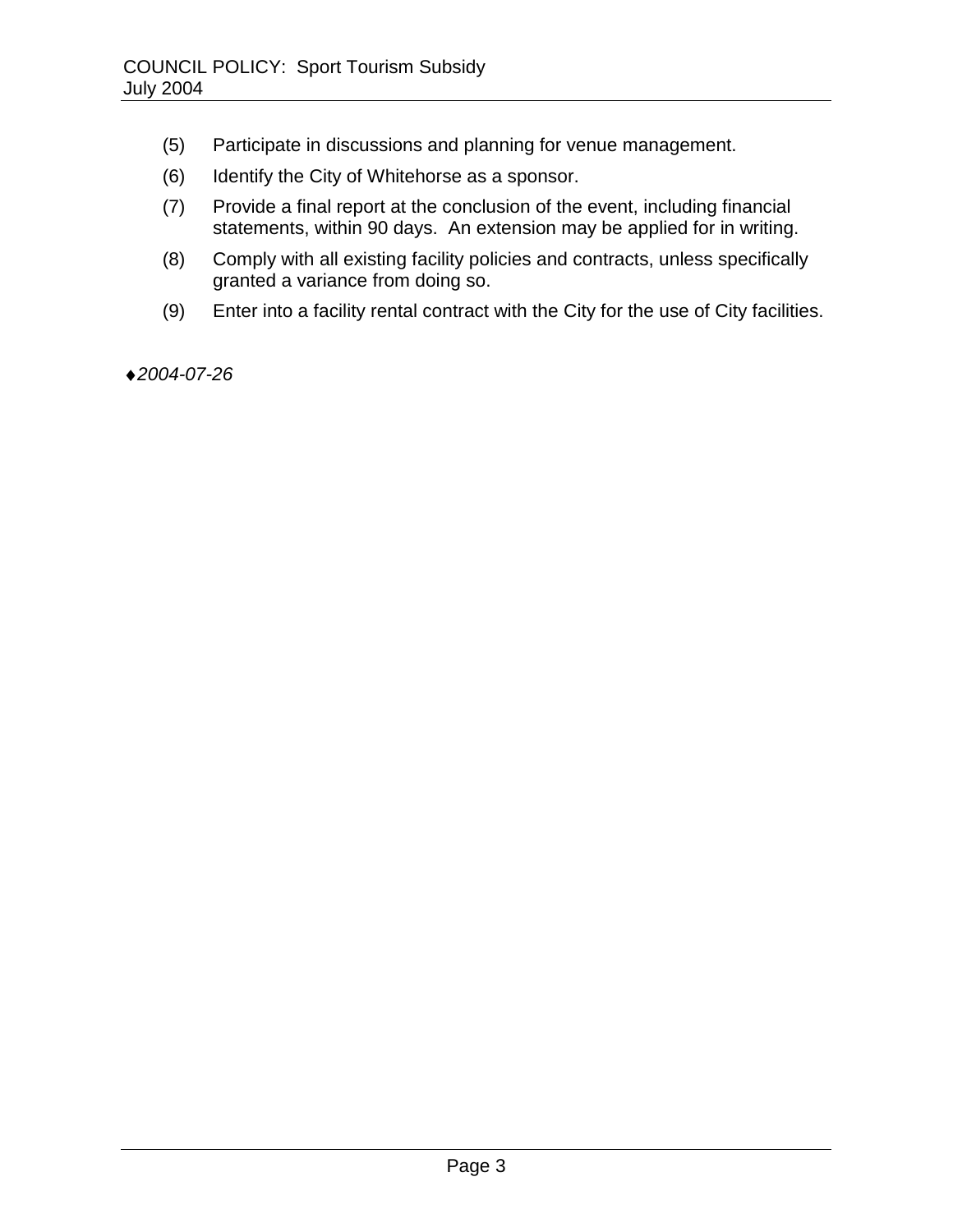(5) Participate in discussions and planning for venue management.

(6) Identify the City of Whitehorse as a sponsor.

(7) Provide a final report at the conclusion of the event, including financial statements, within 90 days. An extension may be applied for in writing.

(8) Comply with all existing facility policies and contracts, unless specifically granted a variance from doing so.

(9) Enter into a facility rental contract with the City for the use of City facilities.

♦*2004-07-26*